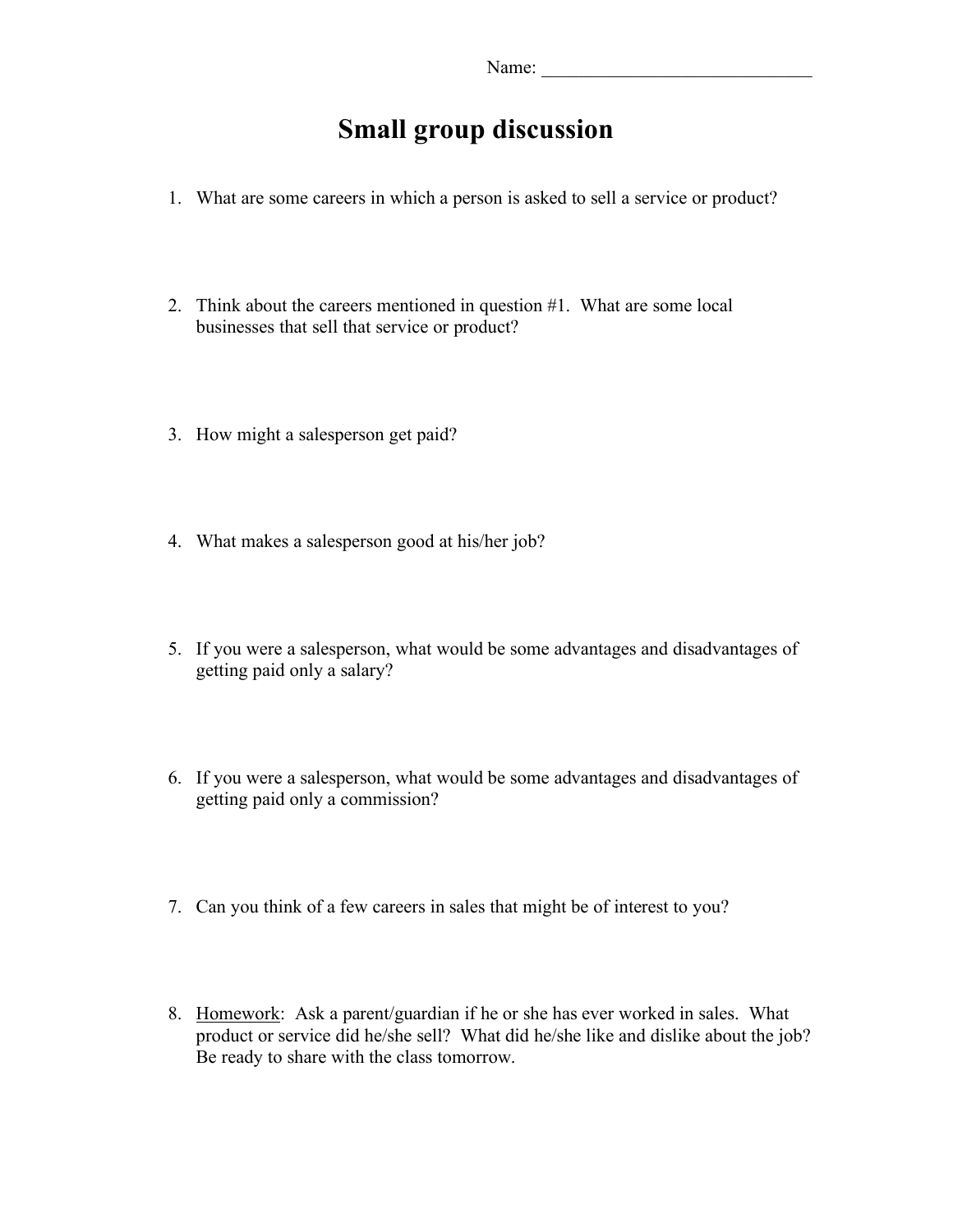Name: ____________________________

# Small group discussion

1. What are some careers in which a person is asked to sell a service or product?

2. Think about the careers mentioned in question #1. What are some local businesses that sell that service or product?

3. How might a salesperson get paid?

4. What makes a salesperson good at his/her job?

5. If you were a salesperson, what would be some advantages and disadvantages of getting paid only a salary?

6. If you were a salesperson, what would be some advantages and disadvantages of getting paid only a commission?

7. Can you think of a few careers in sales that might be of interest to you?

8. <u>Homework</u>: Ask a parent/guardian if he or she has ever worked in sales. What product or service did he/she sell? What did he/she like and dislike about the job? Be ready to share with the class tomorrow.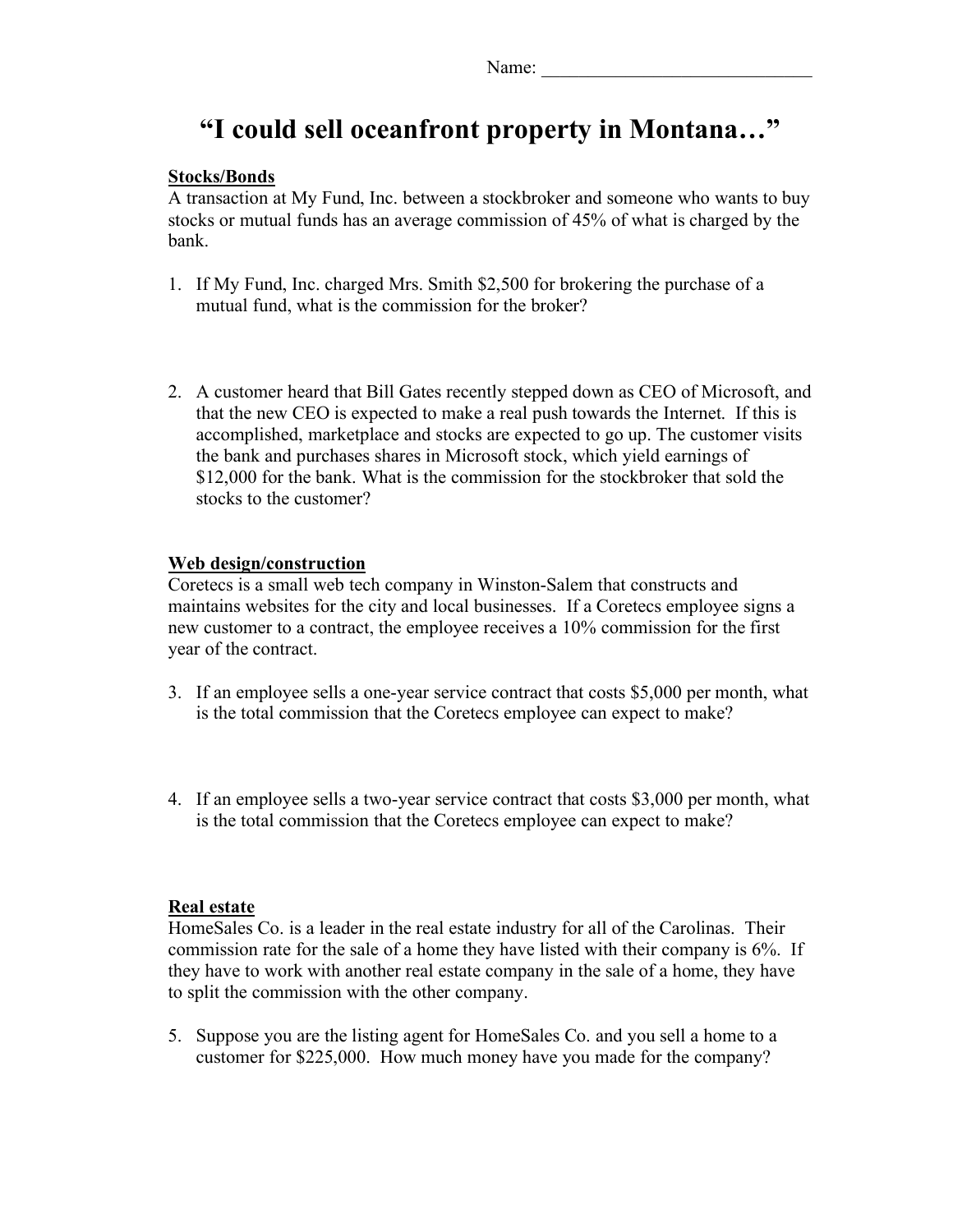Name: ______________________________

# "I could sell oceanfront property in Montana…"

**Stocks/Bonds**

A transaction at My Fund, Inc. between a stockbroker and someone who wants to buy stocks or mutual funds has an average commission of 45% of what is charged by the bank.

1. If My Fund, Inc. charged Mrs. Smith $2,500 for brokering the purchase of a mutual fund, what is the commission for the broker?

2. A customer heard that Bill Gates recently stepped down as CEO of Microsoft, and that the new CEO is expected to make a real push towards the Internet. If this is accomplished, marketplace and stocks are expected to go up. The customer visits the bank and purchases shares in Microsoft stock, which yield earnings of $12,000 for the bank. What is the commission for the stockbroker that sold the stocks to the customer?

**Web design/construction**

Coretecs is a small web tech company in Winston-Salem that constructs and maintains websites for the city and local businesses. If a Coretecs employee signs a new customer to a contract, the employee receives a 10% commission for the first year of the contract.

3. If an employee sells a one-year service contract that costs $5,000 per month, what is the total commission that the Coretecs employee can expect to make?

4. If an employee sells a two-year service contract that costs $3,000 per month, what is the total commission that the Coretecs employee can expect to make?

**Real estate**

HomeSales Co. is a leader in the real estate industry for all of the Carolinas. Their commission rate for the sale of a home they have listed with their company is 6%. If they have to work with another real estate company in the sale of a home, they have to split the commission with the other company.

5. Suppose you are the listing agent for HomeSales Co. and you sell a home to a customer for $225,000. How much money have you made for the company?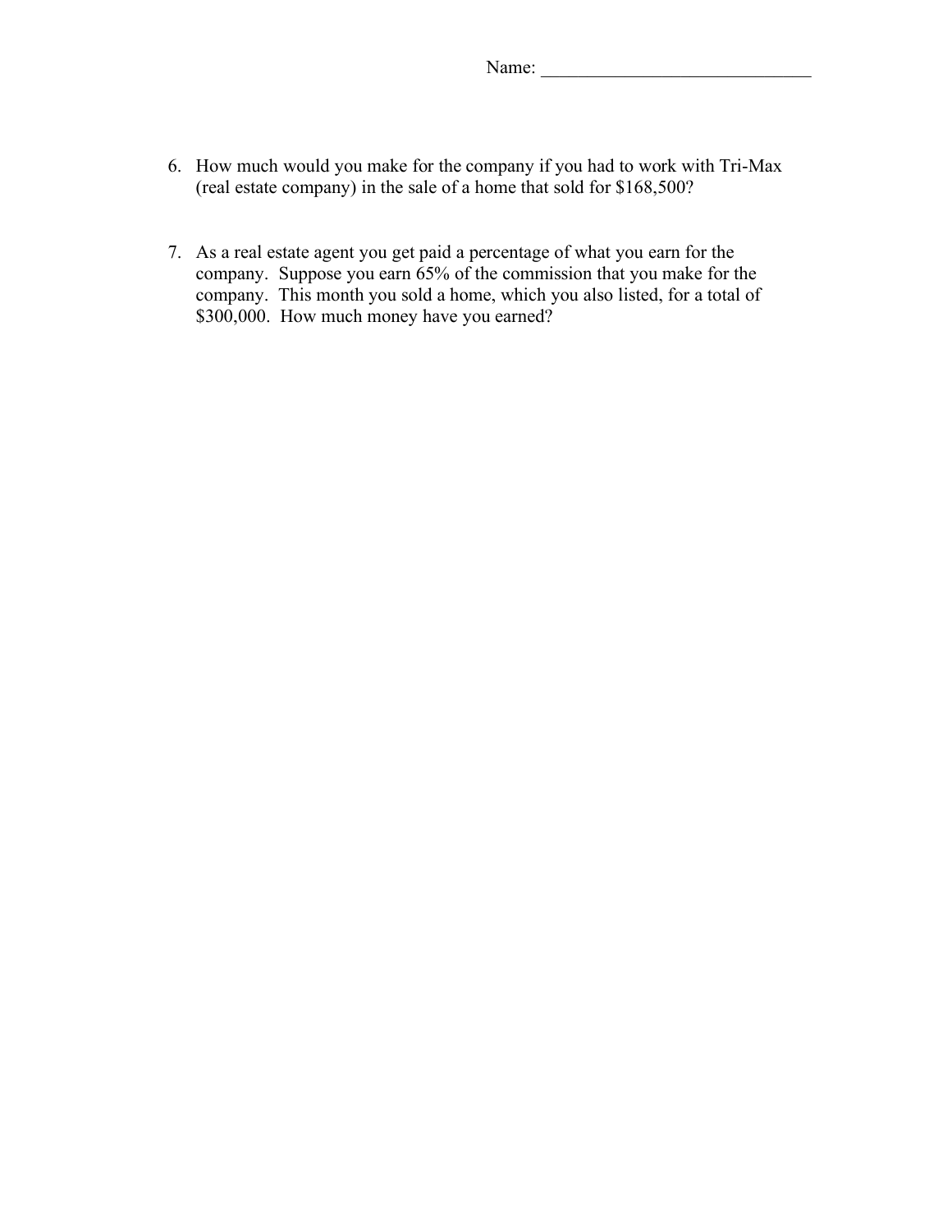Name: ____________________________

6. How much would you make for the company if you had to work with Tri-Max (real estate company) in the sale of a home that sold for $168,500?

7. As a real estate agent you get paid a percentage of what you earn for the company. Suppose you earn 65% of the commission that you make for the company. This month you sold a home, which you also listed, for a total of $300,000. How much money have you earned?